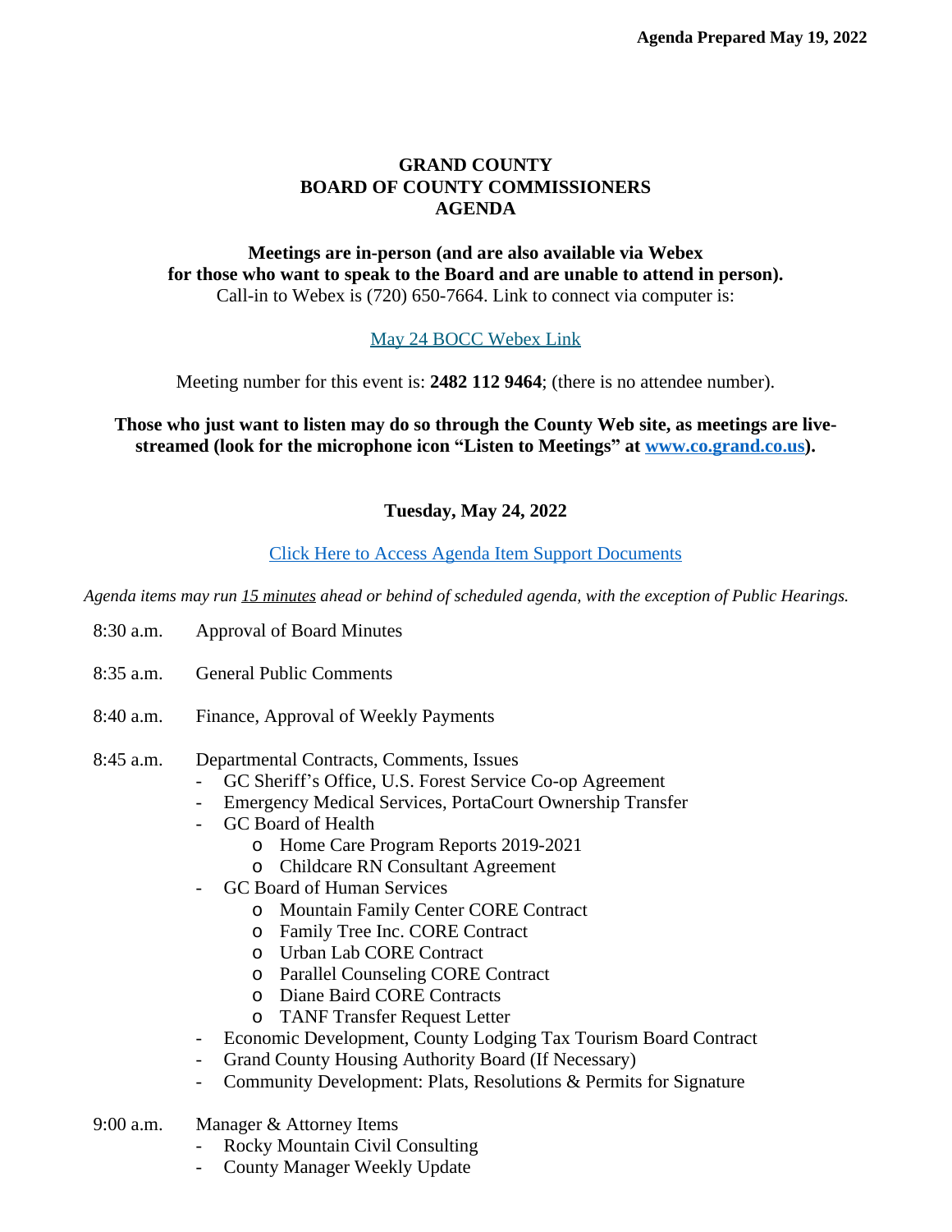**Agenda Prepared May 19, 2022**

# GRAND COUNTY
# BOARD OF COUNTY COMMISSIONERS
# AGENDA

**Meetings are in-person (and are also available via Webex for those who want to speak to the Board and are unable to attend in person).**
Call-in to Webex is (720) 650-7664. Link to connect via computer is:

May 24 BOCC Webex Link

Meeting number for this event is: **2482 112 9464**; (there is no attendee number).

**Those who just want to listen may do so through the County Web site, as meetings are live-streamed (look for the microphone icon "Listen to Meetings" at www.co.grand.co.us).**

**Tuesday, May 24, 2022**

Click Here to Access Agenda Item Support Documents

*Agenda items may run 15 minutes ahead or behind of scheduled agenda, with the exception of Public Hearings.*

8:30 a.m. Approval of Board Minutes

8:35 a.m. General Public Comments

8:40 a.m. Finance, Approval of Weekly Payments

8:45 a.m. Departmental Contracts, Comments, Issues
- GC Sheriff's Office, U.S. Forest Service Co-op Agreement
- Emergency Medical Services, PortaCourt Ownership Transfer
- GC Board of Health
  - Home Care Program Reports 2019-2021
  - Childcare RN Consultant Agreement
- GC Board of Human Services
  - Mountain Family Center CORE Contract
  - Family Tree Inc. CORE Contract
  - Urban Lab CORE Contract
  - Parallel Counseling CORE Contract
  - Diane Baird CORE Contracts
  - TANF Transfer Request Letter
- Economic Development, County Lodging Tax Tourism Board Contract
- Grand County Housing Authority Board (If Necessary)
- Community Development: Plats, Resolutions & Permits for Signature

9:00 a.m. Manager & Attorney Items
- Rocky Mountain Civil Consulting
- County Manager Weekly Update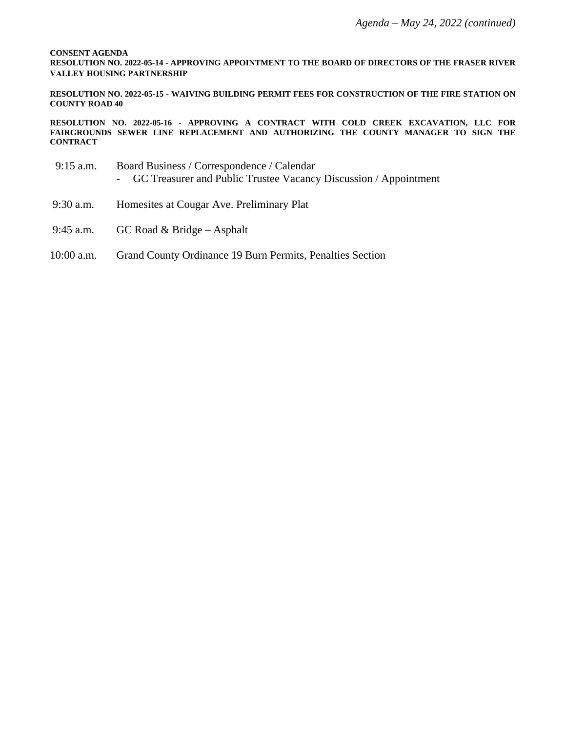**CONSENT AGENDA**

**RESOLUTION NO. 2022-05-14 - APPROVING APPOINTMENT TO THE BOARD OF DIRECTORS OF THE FRASER RIVER VALLEY HOUSING PARTNERSHIP**

**RESOLUTION NO. 2022-05-15 - WAIVING BUILDING PERMIT FEES FOR CONSTRUCTION OF THE FIRE STATION ON COUNTY ROAD 40**

**RESOLUTION NO. 2022-05-16 - APPROVING A CONTRACT WITH COLD CREEK EXCAVATION, LLC FOR FAIRGROUNDS SEWER LINE REPLACEMENT AND AUTHORIZING THE COUNTY MANAGER TO SIGN THE CONTRACT**

9:15 a.m. Board Business / Correspondence / Calendar
- GC Treasurer and Public Trustee Vacancy Discussion / Appointment

9:30 a.m. Homesites at Cougar Ave. Preliminary Plat

9:45 a.m. GC Road & Bridge – Asphalt

10:00 a.m. Grand County Ordinance 19 Burn Permits, Penalties Section